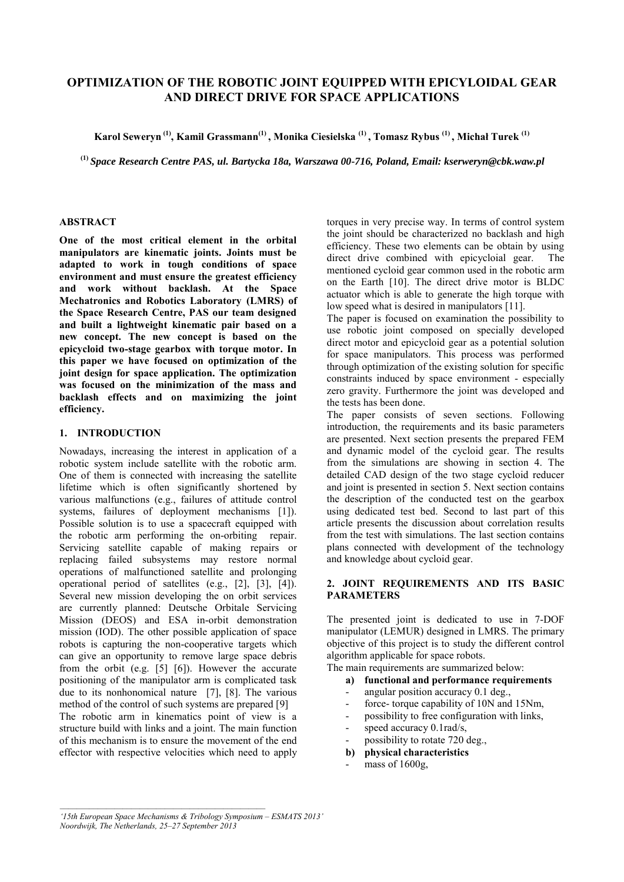# OPTIMIZATION OF THE ROBOTIC JOINT EQUIPPED WITH EPICYLOIDAL GEAR AND DIRECT DRIVE FOR SPACE APPLICATIONS

**Karol Seweryn [(1)], Kamil Grassmann[(1)], Monika Ciesielska [(1)], Tomasz Rybus [(1)], Michał Turek [(1)]**

[(1)] *Space Research Centre PAS, ul. Bartycka 18a, Warszawa 00-716, Poland, Email: kserweryn@cbk.waw.pl*

## ABSTRACT

**One of the most critical element in the orbital manipulators are kinematic joints. Joints must be adapted to work in tough conditions of space environment and must ensure the greatest efficiency and work without backlash. At the Space Mechatronics and Robotics Laboratory (LMRS) of the Space Research Centre, PAS our team designed and built a lightweight kinematic pair based on a new concept. The new concept is based on the epicycloid two-stage gearbox with torque motor. In this paper we have focused on optimization of the joint design for space application. The optimization was focused on the minimization of the mass and backlash effects and on maximizing the joint efficiency.**

## 1. INTRODUCTION

Nowadays, increasing the interest in application of a robotic system include satellite with the robotic arm. One of them is connected with increasing the satellite lifetime which is often significantly shortened by various malfunctions (e.g., failures of attitude control systems, failures of deployment mechanisms [1]). Possible solution is to use a spacecraft equipped with the robotic arm performing the on-orbiting repair. Servicing satellite capable of making repairs or replacing failed subsystems may restore normal operations of malfunctioned satellite and prolonging operational period of satellites (e.g., [2], [3], [4]). Several new mission developing the on orbit services are currently planned: Deutsche Orbitale Servicing Mission (DEOS) and ESA in-orbit demonstration mission (IOD). The other possible application of space robots is capturing the non-cooperative targets which can give an opportunity to remove large space debris from the orbit (e.g. [5] [6]). However the accurate positioning of the manipulator arm is complicated task due to its nonhonomical nature [7], [8]. The various method of the control of such systems are prepared [9]

The robotic arm in kinematics point of view is a structure build with links and a joint. The main function of this mechanism is to ensure the movement of the end effector with respective velocities which need to apply torques in very precise way. In terms of control system the joint should be characterized no backlash and high efficiency. These two elements can be obtain by using direct drive combined with epicycloial gear. The mentioned cycloid gear common used in the robotic arm on the Earth [10]. The direct drive motor is BLDC actuator which is able to generate the high torque with low speed what is desired in manipulators [11].

The paper is focused on examination the possibility to use robotic joint composed on specially developed direct motor and epicycloid gear as a potential solution for space manipulators. This process was performed through optimization of the existing solution for specific constraints induced by space environment - especially zero gravity. Furthermore the joint was developed and the tests has been done.

The paper consists of seven sections. Following introduction, the requirements and its basic parameters are presented. Next section presents the prepared FEM and dynamic model of the cycloid gear. The results from the simulations are showing in section 4. The detailed CAD design of the two stage cycloid reducer and joint is presented in section 5. Next section contains the description of the conducted test on the gearbox using dedicated test bed. Second to last part of this article presents the discussion about correlation results from the test with simulations. The last section contains plans connected with development of the technology and knowledge about cycloid gear.

## 2. JOINT REQUIREMENTS AND ITS BASIC PARAMETERS

The presented joint is dedicated to use in 7-DOF manipulator (LEMUR) designed in LMRS. The primary objective of this project is to study the different control algorithm applicable for space robots.

The main requirements are summarized below:

**a) functional and performance requirements**

- angular position accuracy 0.1 deg.,
- force- torque capability of 10N and 15Nm,
- possibility to free configuration with links,
- speed accuracy 0.1rad/s,
- possibility to rotate 720 deg.,

**b) physical characteristics**

- mass of 1600g,

*'15th European Space Mechanisms & Tribology Symposium – ESMATS 2013'*
*Noordwijk, The Netherlands, 25–27 September 2013*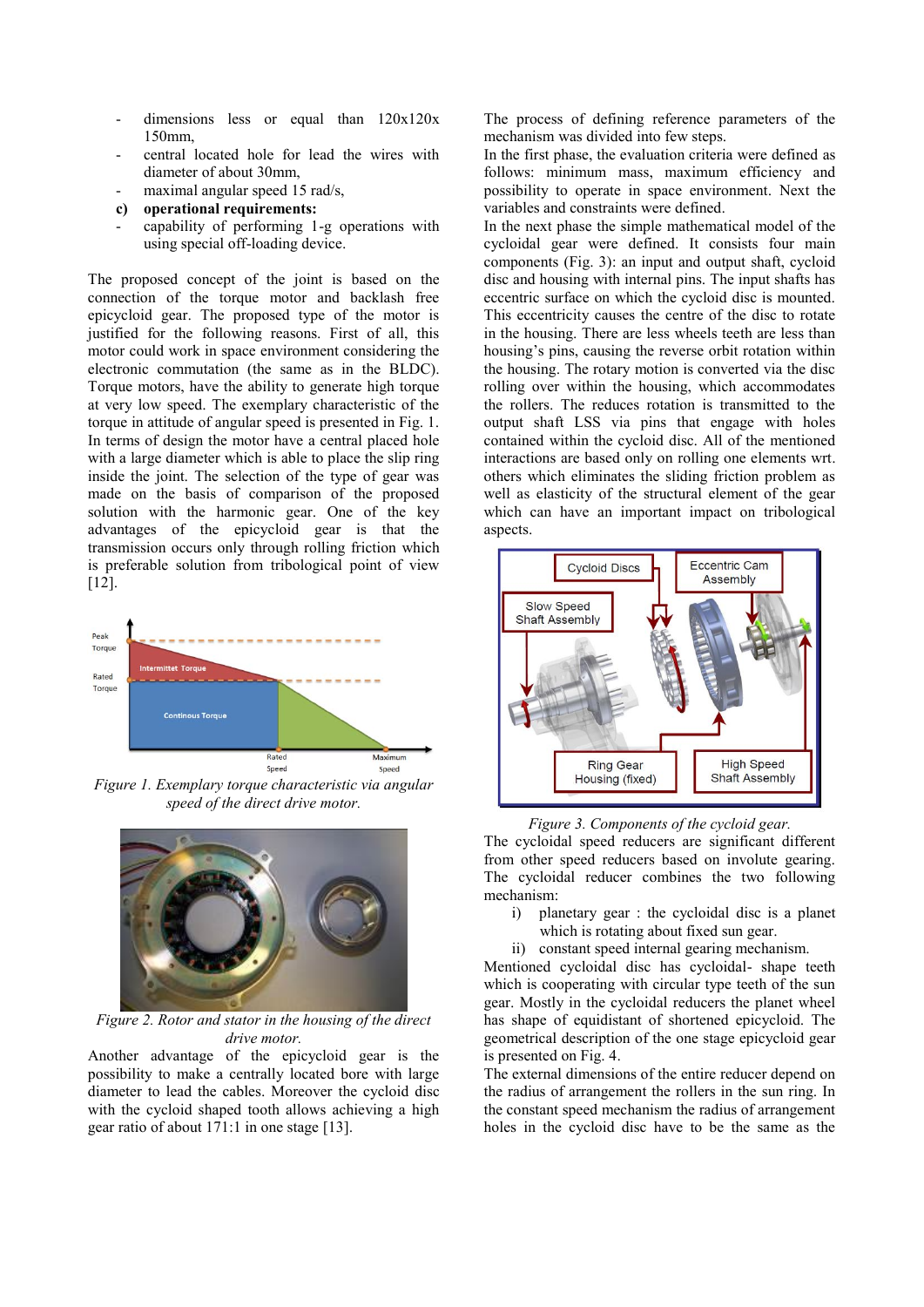- dimensions less or equal than 120x120x 150mm,
- central located hole for lead the wires with diameter of about 30mm,
- maximal angular speed 15 rad/s,

**c) operational requirements:**

- capability of performing 1-g operations with using special off-loading device.

The proposed concept of the joint is based on the connection of the torque motor and backlash free epicycloid gear. The proposed type of the motor is justified for the following reasons. First of all, this motor could work in space environment considering the electronic commutation (the same as in the BLDC). Torque motors, have the ability to generate high torque at very low speed. The exemplary characteristic of the torque in attitude of angular speed is presented in Fig. 1. In terms of design the motor have a central placed hole with a large diameter which is able to place the slip ring inside the joint. The selection of the type of gear was made on the basis of comparison of the proposed solution with the harmonic gear. One of the key advantages of the epicycloid gear is that the transmission occurs only through rolling friction which is preferable solution from tribological point of view [12].

Peak Torque
Rated Torque
Intermittet Torque
Continous Torque
Rated Speed
Maximum Speed

*Figure 1. Exemplary torque characteristic via angular speed of the direct drive motor.*

*Figure 2. Rotor and stator in the housing of the direct drive motor.*

Another advantage of the epicycloid gear is the possibility to make a centrally located bore with large diameter to lead the cables. Moreover the cycloid disc with the cycloid shaped tooth allows achieving a high gear ratio of about 171:1 in one stage [13].

The process of defining reference parameters of the mechanism was divided into few steps.

In the first phase, the evaluation criteria were defined as follows: minimum mass, maximum efficiency and possibility to operate in space environment. Next the variables and constraints were defined.

In the next phase the simple mathematical model of the cycloidal gear were defined. It consists four main components (Fig. 3): an input and output shaft, cycloid disc and housing with internal pins. The input shafts has eccentric surface on which the cycloid disc is mounted. This eccentricity causes the centre of the disc to rotate in the housing. There are less wheels teeth are less than housing's pins, causing the reverse orbit rotation within the housing. The rotary motion is converted via the disc rolling over within the housing, which accommodates the rollers. The reduces rotation is transmitted to the output shaft LSS via pins that engage with holes contained within the cycloid disc. All of the mentioned interactions are based only on rolling one elements wrt. others which eliminates the sliding friction problem as well as elasticity of the structural element of the gear which can have an important impact on tribological aspects.

Cycloid Discs
Eccentric Cam Assembly
Slow Speed Shaft Assembly
Ring Gear Housing (fixed)
High Speed Shaft Assembly

*Figure 3. Components of the cycloid gear.*

The cycloidal speed reducers are significant different from other speed reducers based on involute gearing. The cycloidal reducer combines the two following mechanism:

i) planetary gear : the cycloidal disc is a planet which is rotating about fixed sun gear.
ii) constant speed internal gearing mechanism.

Mentioned cycloidal disc has cycloidal- shape teeth which is cooperating with circular type teeth of the sun gear. Mostly in the cycloidal reducers the planet wheel has shape of equidistant of shortened epicycloid. The geometrical description of the one stage epicycloid gear is presented on Fig. 4.

The external dimensions of the entire reducer depend on the radius of arrangement the rollers in the sun ring. In the constant speed mechanism the radius of arrangement holes in the cycloid disc have to be the same as the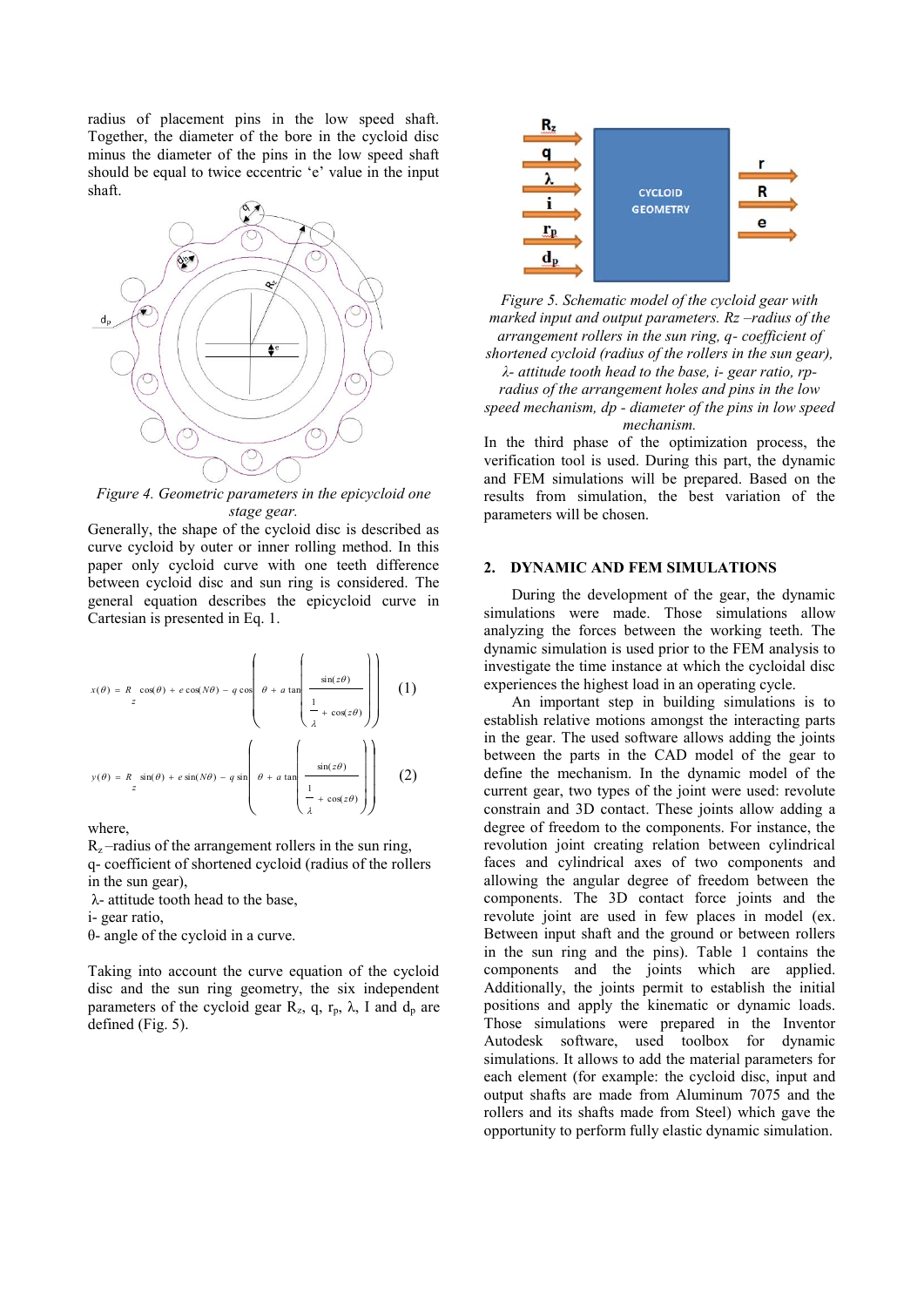radius of placement pins in the low speed shaft. Together, the diameter of the bore in the cycloid disc minus the diameter of the pins in the low speed shaft should be equal to twice eccentric 'e' value in the input shaft.

Figure 4. Geometric parameters in the epicycloid one stage gear.

Generally, the shape of the cycloid disc is described as curve cycloid by outer or inner rolling method. In this paper only cycloid curve with one teeth difference between cycloid disc and sun ring is considered. The general equation describes the epicycloid curve in Cartesian is presented in Eq. 1.

$$x(\theta) = R_z \cos(\theta) + e\cos(N\theta) - q\cos\left(\theta + a\tan\left(\frac{\sin(z\theta)}{\frac{1}{\lambda} + \cos(z\theta)}\right)\right) \quad (1)$$

$$y(\theta) = R_z \sin(\theta) + e\sin(N\theta) - q\sin\left(\theta + a\tan\left(\frac{\sin(z\theta)}{\frac{1}{\lambda} + \cos(z\theta)}\right)\right) \quad (2)$$

where,

$R_z$ –radius of the arrangement rollers in the sun ring,
q- coefficient of shortened cycloid (radius of the rollers in the sun gear),
λ- attitude tooth head to the base,
i- gear ratio,
θ- angle of the cycloid in a curve.

Taking into account the curve equation of the cycloid disc and the sun ring geometry, the six independent parameters of the cycloid gear $R_z$, q, $r_p$, λ, I and $d_p$ are defined (Fig. 5).

Figure 5. Schematic model of the cycloid gear with marked input and output parameters. Rz –radius of the arrangement rollers in the sun ring, q- coefficient of shortened cycloid (radius of the rollers in the sun gear), λ- attitude tooth head to the base, i- gear ratio, rp- radius of the arrangement holes and pins in the low speed mechanism, dp - diameter of the pins in low speed mechanism.

In the third phase of the optimization process, the verification tool is used. During this part, the dynamic and FEM simulations will be prepared. Based on the results from simulation, the best variation of the parameters will be chosen.

## 2. DYNAMIC AND FEM SIMULATIONS

During the development of the gear, the dynamic simulations were made. Those simulations allow analyzing the forces between the working teeth. The dynamic simulation is used prior to the FEM analysis to investigate the time instance at which the cycloidal disc experiences the highest load in an operating cycle.

An important step in building simulations is to establish relative motions amongst the interacting parts in the gear. The used software allows adding the joints between the parts in the CAD model of the gear to define the mechanism. In the dynamic model of the current gear, two types of the joint were used: revolute constrain and 3D contact. These joints allow adding a degree of freedom to the components. For instance, the revolution joint creating relation between cylindrical faces and cylindrical axes of two components and allowing the angular degree of freedom between the components. The 3D contact force joints and the revolute joint are used in few places in model (ex. Between input shaft and the ground or between rollers in the sun ring and the pins). Table 1 contains the components and the joints which are applied. Additionally, the joints permit to establish the initial positions and apply the kinematic or dynamic loads. Those simulations were prepared in the Inventor Autodesk software, used toolbox for dynamic simulations. It allows to add the material parameters for each element (for example: the cycloid disc, input and output shafts are made from Aluminum 7075 and the rollers and its shafts made from Steel) which gave the opportunity to perform fully elastic dynamic simulation.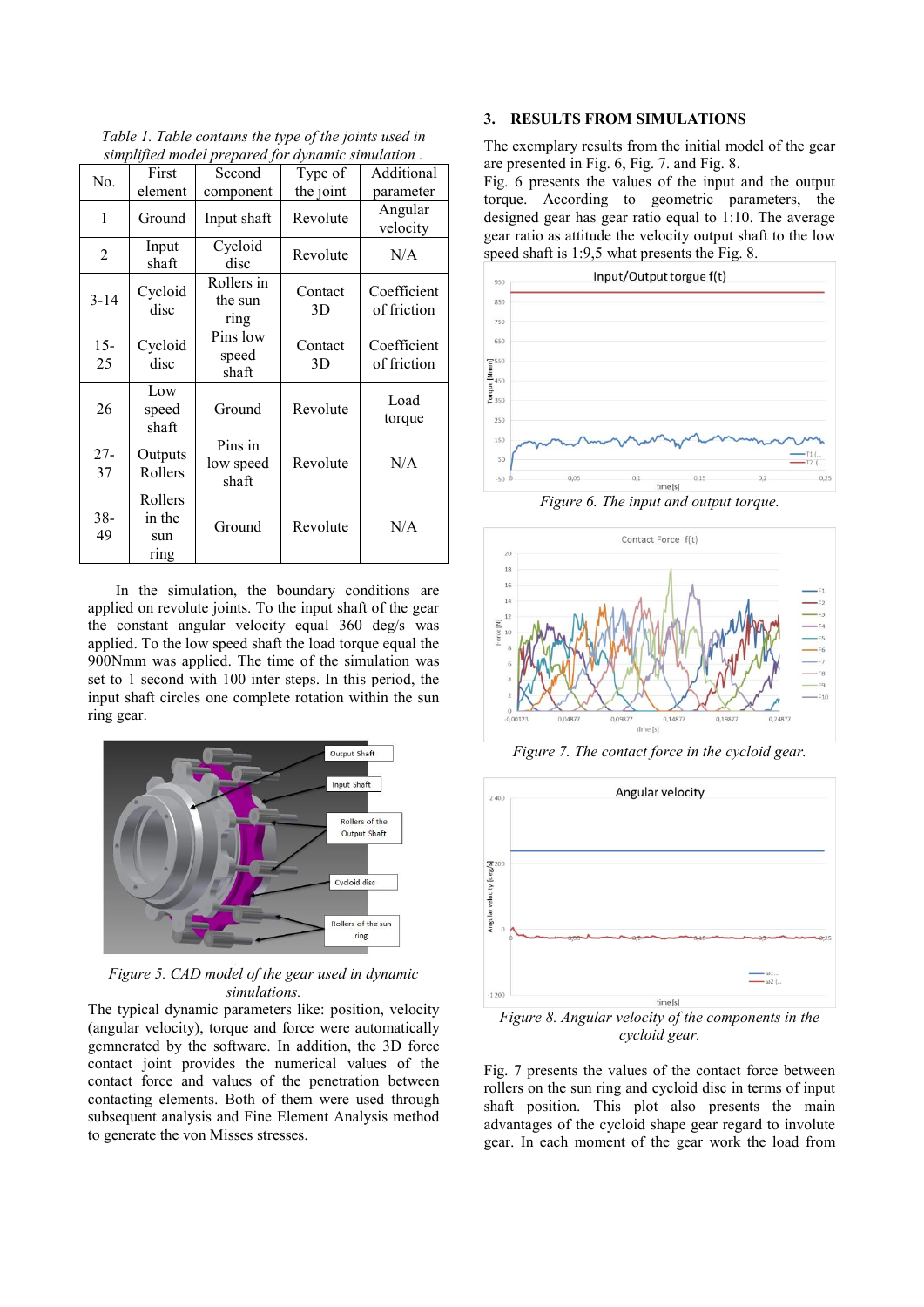*Table 1. Table contains the type of the joints used in simplified model prepared for dynamic simulation .*

| No. | First element | Second component | Type of the joint | Additional parameter |
|---|---|---|---|---|
| 1 | Ground | Input shaft | Revolute | Angular velocity |
| 2 | Input shaft | Cycloid disc | Revolute | N/A |
| 3-14 | Cycloid disc | Rollers in the sun ring | Contact 3D | Coefficient of friction |
| 15-25 | Cycloid disc | Pins low speed shaft | Contact 3D | Coefficient of friction |
| 26 | Low speed shaft | Ground | Revolute | Load torque |
| 27-37 | Outputs Rollers | Pins in low speed shaft | Revolute | N/A |
| 38-49 | Rollers in the sun ring | Ground | Revolute | N/A |

In the simulation, the boundary conditions are applied on revolute joints. To the input shaft of the gear the constant angular velocity equal 360 deg/s was applied. To the low speed shaft the load torque equal the 900Nmm was applied. The time of the simulation was set to 1 second with 100 inter steps. In this period, the input shaft circles one complete rotation within the sun ring gear.

Output Shaft
Input Shaft
Rollers of the Output Shaft
Cycloid disc
Rollers of the sun ring

*Figure 5. CAD model of the gear used in dynamic simulations.*

The typical dynamic parameters like: position, velocity (angular velocity), torque and force were automatically gemnerated by the software. In addition, the 3D force contact joint provides the numerical values of the contact force and values of the penetration between contacting elements. Both of them were used through subsequent analysis and Fine Element Analysis method to generate the von Misses stresses.

## 3. RESULTS FROM SIMULATIONS

The exemplary results from the initial model of the gear are presented in Fig. 6, Fig. 7. and Fig. 8.

Fig. 6 presents the values of the input and the output torque. According to geometric parameters, the designed gear has gear ratio equal to 1:10. The average gear ratio as attitude the velocity output shaft to the low speed shaft is 1:9,5 what presents the Fig. 8.

Input/Output torgue f(t)
Torque [Nmm]
time [s]
T1
T2

*Figure 6. The input and output torque.*

Contact Force f(t)
Force [N]
time [s]
F1 F2 F3 F4 F5 F6 F7 F8 F9 F10

*Figure 7. The contact force in the cycloid gear.*

Angular velocity
Angular velocity [deg/s]
time [s]
ω1
ω2

*Figure 8. Angular velocity of the components in the cycloid gear.*

Fig. 7 presents the values of the contact force between rollers on the sun ring and cycloid disc in terms of input shaft position. This plot also presents the main advantages of the cycloid shape gear regard to involute gear. In each moment of the gear work the load from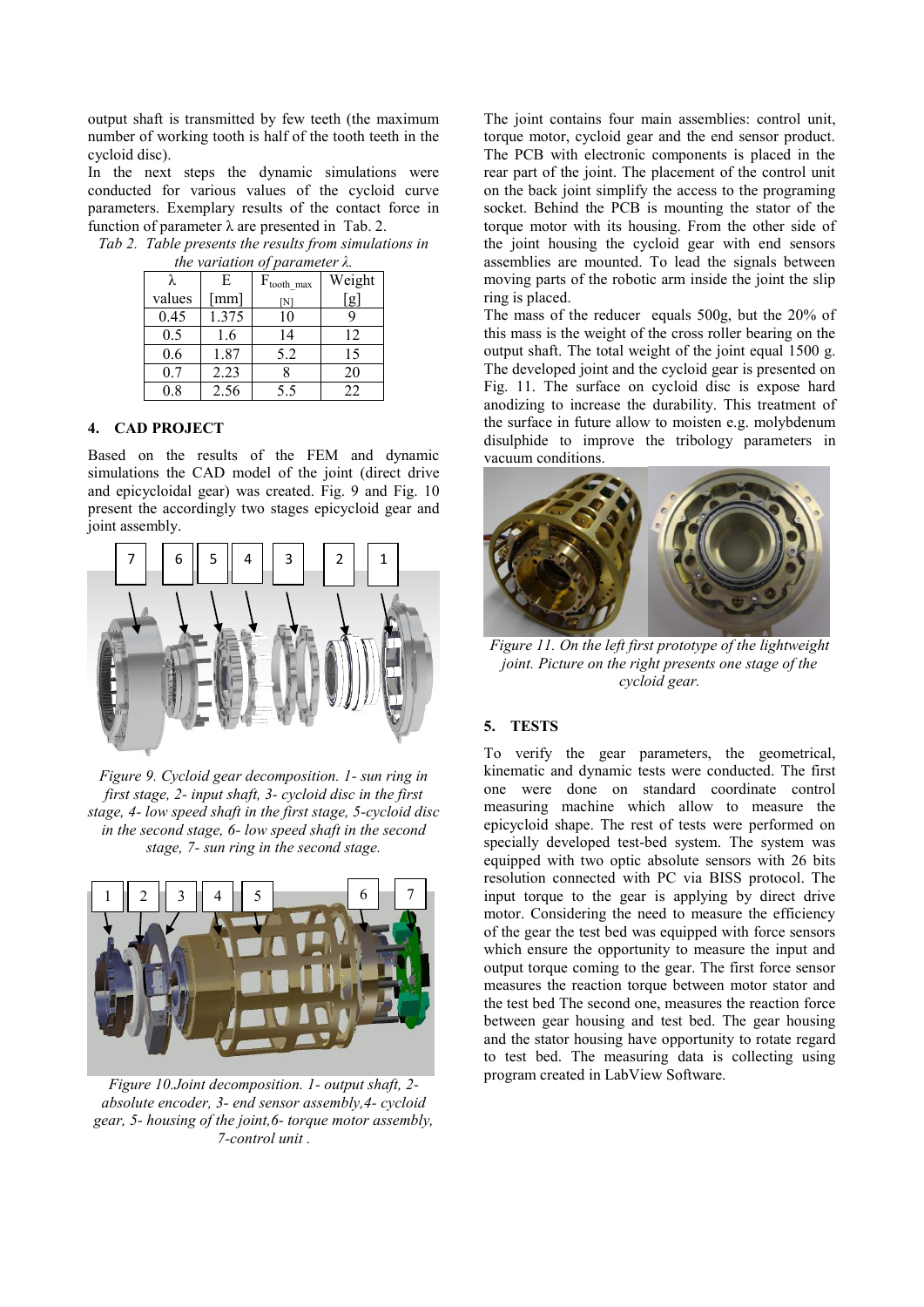output shaft is transmitted by few teeth (the maximum number of working tooth is half of the tooth teeth in the cycloid disc).

In the next steps the dynamic simulations were conducted for various values of the cycloid curve parameters. Exemplary results of the contact force in function of parameter λ are presented in Tab. 2.

*Tab 2. Table presents the results from simulations in the variation of parameter λ.*

| λ values | E [mm] | $F_{tooth\_max}$ [N] | Weight [g] |
|---|---|---|---|
| 0.45 | 1.375 | 10 | 9 |
| 0.5 | 1.6 | 14 | 12 |
| 0.6 | 1.87 | 5.2 | 15 |
| 0.7 | 2.23 | 8 | 20 |
| 0.8 | 2.56 | 5.5 | 22 |

## 4. CAD PROJECT

Based on the results of the FEM and dynamic simulations the CAD model of the joint (direct drive and epicycloidal gear) was created. Fig. 9 and Fig. 10 present the accordingly two stages epicycloid gear and joint assembly.

7 6 5 4 3 2 1

*Figure 9. Cycloid gear decomposition. 1- sun ring in first stage, 2- input shaft, 3- cycloid disc in the first stage, 4- low speed shaft in the first stage, 5-cycloid disc in the second stage, 6- low speed shaft in the second stage, 7- sun ring in the second stage.*

1 2 3 4 5 6 7

*Figure 10.Joint decomposition. 1- output shaft, 2- absolute encoder, 3- end sensor assembly,4- cycloid gear, 5- housing of the joint,6- torque motor assembly, 7-control unit .*

The joint contains four main assemblies: control unit, torque motor, cycloid gear and the end sensor product. The PCB with electronic components is placed in the rear part of the joint. The placement of the control unit on the back joint simplify the access to the programing socket. Behind the PCB is mounting the stator of the torque motor with its housing. From the other side of the joint housing the cycloid gear with end sensors assemblies are mounted. To lead the signals between moving parts of the robotic arm inside the joint the slip ring is placed.

The mass of the reducer equals 500g, but the 20% of this mass is the weight of the cross roller bearing on the output shaft. The total weight of the joint equal 1500 g. The developed joint and the cycloid gear is presented on Fig. 11. The surface on cycloid disc is expose hard anodizing to increase the durability. This treatment of the surface in future allow to moisten e.g. molybdenum disulphide to improve the tribology parameters in vacuum conditions.

*Figure 11. On the left first prototype of the lightweight joint. Picture on the right presents one stage of the cycloid gear.*

## 5. TESTS

To verify the gear parameters, the geometrical, kinematic and dynamic tests were conducted. The first one were done on standard coordinate control measuring machine which allow to measure the epicycloid shape. The rest of tests were performed on specially developed test-bed system. The system was equipped with two optic absolute sensors with 26 bits resolution connected with PC via BISS protocol. The input torque to the gear is applying by direct drive motor. Considering the need to measure the efficiency of the gear the test bed was equipped with force sensors which ensure the opportunity to measure the input and output torque coming to the gear. The first force sensor measures the reaction torque between motor stator and the test bed The second one, measures the reaction force between gear housing and test bed. The gear housing and the stator housing have opportunity to rotate regard to test bed. The measuring data is collecting using program created in LabView Software.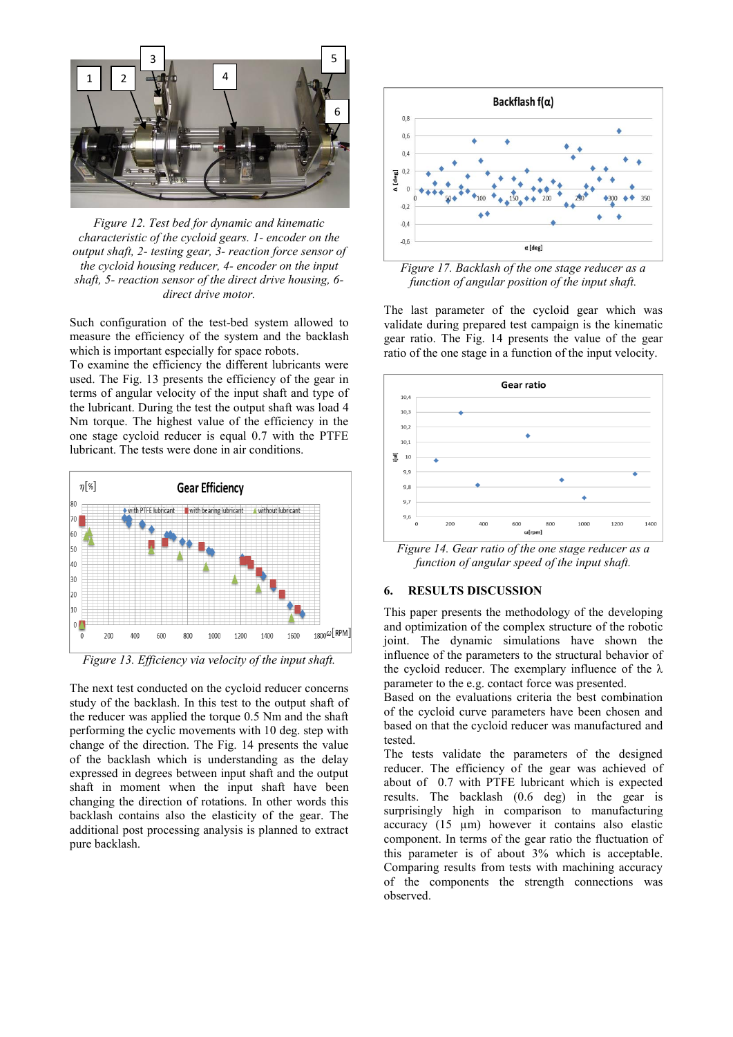1 2 3 4 5 6

*Figure 12. Test bed for dynamic and kinematic characteristic of the cycloid gears. 1- encoder on the output shaft, 2- testing gear, 3- reaction force sensor of the cycloid housing reducer, 4- encoder on the input shaft, 5- reaction sensor of the direct drive housing, 6- direct drive motor.*

Such configuration of the test-bed system allowed to measure the efficiency of the system and the backlash which is important especially for space robots.
To examine the efficiency the different lubricants were used. The Fig. 13 presents the efficiency of the gear in terms of angular velocity of the input shaft and type of the lubricant. During the test the output shaft was load 4 Nm torque. The highest value of the efficiency in the one stage cycloid reducer is equal 0.7 with the PTFE lubricant. The tests were done in air conditions.

Gear Efficiency

$\eta$[%]

80
70
60
50
40
30
20
10
0

with PTFE lubricant
with bearing lubricant
without lubricant

0 200 400 600 800 1000 1200 1400 1600 1800 $\omega$[RPM]

*Figure 13. Efficiency via velocity of the input shaft.*

The next test conducted on the cycloid reducer concerns study of the backlash. In this test to the output shaft of the reducer was applied the torque 0.5 Nm and the shaft performing the cyclic movements with 10 deg. step with change of the direction. The Fig. 14 presents the value of the backlash which is understanding as the delay expressed in degrees between input shaft and the output shaft in moment when the input shaft have been changing the direction of rotations. In other words this backlash contains also the elasticity of the gear. The additional post processing analysis is planned to extract pure backlash.

Backflash f($\alpha$)

$\Delta$ [deg]

0,8
0,6
0,4
0,2
0
-0,2
-0,4
-0,6

0 50 100 150 200 250 300 350

$\alpha$ [deg]

*Figure 17. Backlash of the one stage reducer as a function of angular position of the input shaft.*

The last parameter of the cycloid gear which was validate during prepared test campaign is the kinematic gear ratio. The Fig. 14 presents the value of the gear ratio of the one stage in a function of the input velocity.

Gear ratio

i[-]

10,4
10,3
10,2
10,1
10
9,9
9,8
9,7
9,6

0 200 400 600 800 1000 1200 1400

$\omega$[rpm]

*Figure 14. Gear ratio of the one stage reducer as a function of angular speed of the input shaft.*

## 6. RESULTS DISCUSSION

This paper presents the methodology of the developing and optimization of the complex structure of the robotic joint. The dynamic simulations have shown the influence of the parameters to the structural behavior of the cycloid reducer. The exemplary influence of the $\lambda$ parameter to the e.g. contact force was presented.
Based on the evaluations criteria the best combination of the cycloid curve parameters have been chosen and based on that the cycloid reducer was manufactured and tested.
The tests validate the parameters of the designed reducer. The efficiency of the gear was achieved of about of 0.7 with PTFE lubricant which is expected results. The backlash (0.6 deg) in the gear is surprisingly high in comparison to manufacturing accuracy (15 μm) however it contains also elastic component. In terms of the gear ratio the fluctuation of this parameter is of about 3% which is acceptable. Comparing results from tests with machining accuracy of the components the strength connections was observed.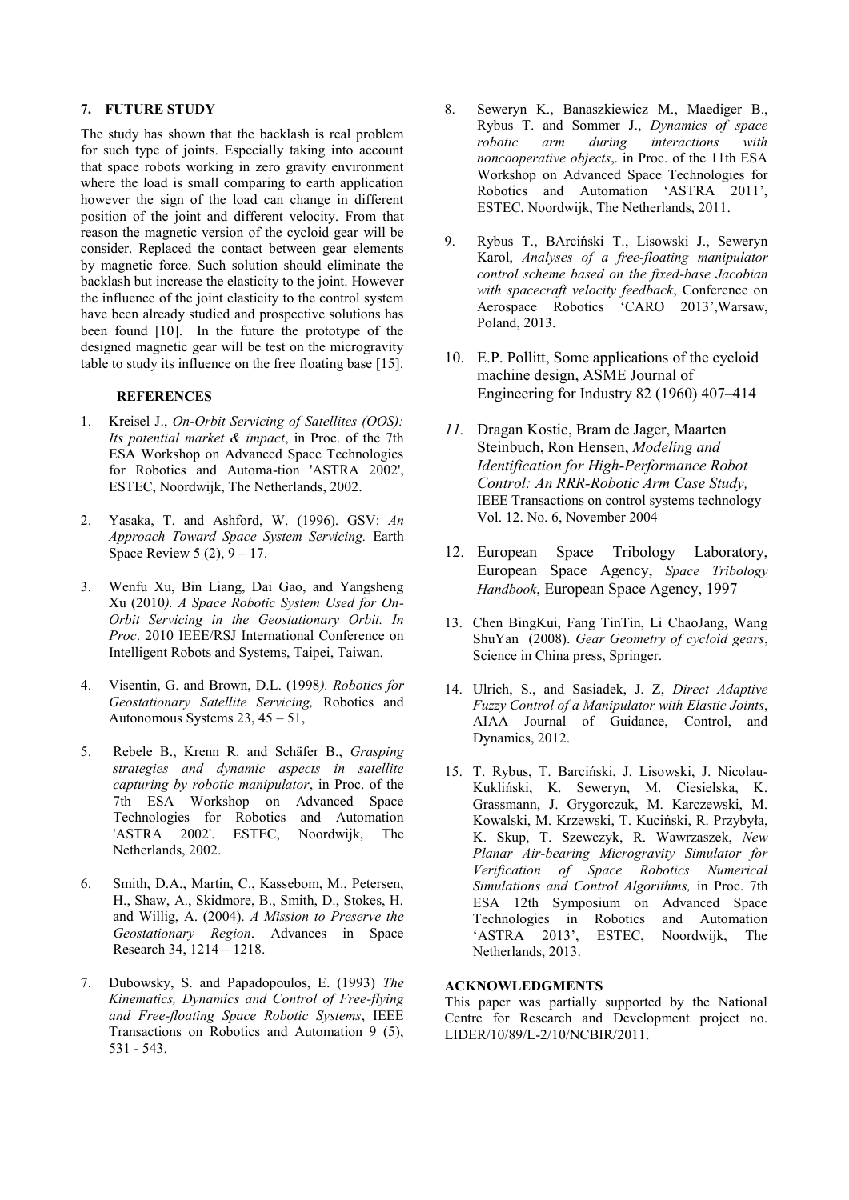## 7. FUTURE STUDY

The study has shown that the backlash is real problem for such type of joints. Especially taking into account that space robots working in zero gravity environment where the load is small comparing to earth application however the sign of the load can change in different position of the joint and different velocity. From that reason the magnetic version of the cycloid gear will be consider. Replaced the contact between gear elements by magnetic force. Such solution should eliminate the backlash but increase the elasticity to the joint. However the influence of the joint elasticity to the control system have been already studied and prospective solutions has been found [10]. In the future the prototype of the designed magnetic gear will be test on the microgravity table to study its influence on the free floating base [15].

## REFERENCES

1. Kreisel J., *On-Orbit Servicing of Satellites (OOS): Its potential market & impact*, in Proc. of the 7th ESA Workshop on Advanced Space Technologies for Robotics and Automa-tion 'ASTRA 2002', ESTEC, Noordwijk, The Netherlands, 2002.

2. Yasaka, T. and Ashford, W. (1996). GSV: *An Approach Toward Space System Servicing.* Earth Space Review 5 (2), 9 – 17.

3. Wenfu Xu, Bin Liang, Dai Gao, and Yangsheng Xu (2010*). A Space Robotic System Used for On-Orbit Servicing in the Geostationary Orbit. In Proc*. 2010 IEEE/RSJ International Conference on Intelligent Robots and Systems, Taipei, Taiwan.

4. Visentin, G. and Brown, D.L. (1998*). Robotics for Geostationary Satellite Servicing,* Robotics and Autonomous Systems 23, 45 – 51,

5. Rebele B., Krenn R. and Schäfer B., *Grasping strategies and dynamic aspects in satellite capturing by robotic manipulator*, in Proc. of the 7th ESA Workshop on Advanced Space Technologies for Robotics and Automation 'ASTRA 2002'. ESTEC, Noordwijk, The Netherlands, 2002.

6. Smith, D.A., Martin, C., Kassebom, M., Petersen, H., Shaw, A., Skidmore, B., Smith, D., Stokes, H. and Willig, A. (2004). *A Mission to Preserve the Geostationary Region*. Advances in Space Research 34, 1214 – 1218.

7. Dubowsky, S. and Papadopoulos, E. (1993) *The Kinematics, Dynamics and Control of Free-flying and Free-floating Space Robotic Systems*, IEEE Transactions on Robotics and Automation 9 (5), 531 - 543.

8. Seweryn K., Banaszkiewicz M., Maediger B., Rybus T. and Sommer J., *Dynamics of space robotic arm during interactions with noncooperative objects*,. in Proc. of the 11th ESA Workshop on Advanced Space Technologies for Robotics and Automation 'ASTRA 2011', ESTEC, Noordwijk, The Netherlands, 2011.

9. Rybus T., BArciński T., Lisowski J., Seweryn Karol, *Analyses of a free-floating manipulator control scheme based on the fixed-base Jacobian with spacecraft velocity feedback*, Conference on Aerospace Robotics 'CARO 2013',Warsaw, Poland, 2013.

10. E.P. Pollitt, Some applications of the cycloid machine design, ASME Journal of Engineering for Industry 82 (1960) 407–414

11. Dragan Kostic, Bram de Jager, Maarten Steinbuch, Ron Hensen, *Modeling and Identification for High-Performance Robot Control: An RRR-Robotic Arm Case Study,* IEEE Transactions on control systems technology Vol. 12. No. 6, November 2004

12. European Space Tribology Laboratory, European Space Agency, *Space Tribology Handbook*, European Space Agency, 1997

13. Chen BingKui, Fang TinTin, Li ChaoJang, Wang ShuYan (2008). *Gear Geometry of cycloid gears*, Science in China press, Springer.

14. Ulrich, S., and Sasiadek, J. Z, *Direct Adaptive Fuzzy Control of a Manipulator with Elastic Joints*, AIAA Journal of Guidance, Control, and Dynamics, 2012.

15. T. Rybus, T. Barciński, J. Lisowski, J. Nicolau-Kukliński, K. Seweryn, M. Ciesielska, K. Grassmann, J. Grygorczuk, M. Karczewski, M. Kowalski, M. Krzewski, T. Kuciński, R. Przybyła, K. Skup, T. Szewczyk, R. Wawrzaszek, *New Planar Air-bearing Microgravity Simulator for Verification of Space Robotics Numerical Simulations and Control Algorithms,* in Proc. 7th ESA 12th Symposium on Advanced Space Technologies in Robotics and Automation 'ASTRA 2013', ESTEC, Noordwijk, The Netherlands, 2013.

## ACKNOWLEDGMENTS

This paper was partially supported by the National Centre for Research and Development project no. LIDER/10/89/L-2/10/NCBIR/2011.